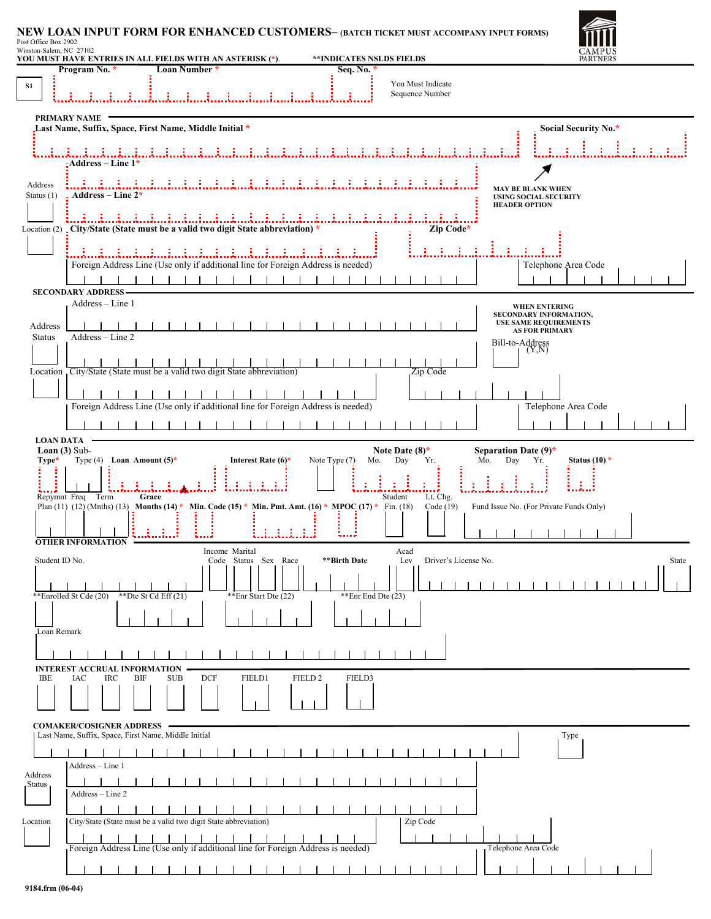# NEW LOAN INPUT FORM FOR ENHANCED CUSTOMERS– (BATCH TICKET MUST ACCOMPANY INPUT FORMS)

Post Office Box 2902
Winston-Salem, NC 27102

CAMPUS PARTNERS

**YOU MUST HAVE ENTRIES IN ALL FIELDS WITH AN ASTERISK (*).** **INDICATES NSLDS FIELDS

S1 | **Program No. *** | **Loan Number *** | **Seq. No. *** | You Must Indicate Sequence Number

## PRIMARY NAME

**Last Name, Suffix, Space, First Name, Middle Initial *** | **Social Security No.***

MAY BE BLANK WHEN USING SOCIAL SECURITY HEADER OPTION

Address Status (1)

**Address – Line 1***

**Address – Line 2***

Location (2)

**City/State (State must be a valid two digit State abbreviation) *** | **Zip Code***

Foreign Address Line (Use only if additional line for Foreign Address is needed) | Telephone Area Code

## SECONDARY ADDRESS

WHEN ENTERING SECONDARY INFORMATION, USE SAME REQUIREMENTS AS FOR PRIMARY

Address Status

Address – Line 1

Address – Line 2

Bill-to-Address (Y,N)

Location

City/State (State must be a valid two digit State abbreviation) | Zip Code

Foreign Address Line (Use only if additional line for Foreign Address is needed) | Telephone Area Code

## LOAN DATA

**Loan (3) Type*** | Sub-Type (4) | **Loan Amount (5)*** | **Interest Rate (6)*** | Note Type (7) | **Note Date (8)*** Mo. Day Yr. | **Separation Date (9)*** Mo. Day Yr. | **Status (10) ***

Repymnt Plan (11) | Freq (12) | Term (Mnths) (13) | **Grace Months (14) *** | **Min. Code (15) *** | **Min. Pmt. Amt. (16) *** | **MPOC (17) *** | Student Fin. (18) | Lt. Chg. Code (19) | Fund Issue No. (For Private Funds Only)

## OTHER INFORMATION

Student ID No. | Income Code | Marital Status | Sex | Race | **Birth Date | Acad Lev | Driver's License No. | State

**Enrolled St Cde (20) | **Dte St Cd Eff (21) | **Enr Start Dte (22) | **Enr End Dte (23)

Loan Remark

## INTEREST ACCRUAL INFORMATION

IBE | IAC | IRC | BIF | SUB | DCF | FIELD1 | FIELD 2 | FIELD3

## COMAKER/COSIGNER ADDRESS

Last Name, Suffix, Space, First Name, Middle Initial | Type

Address Status

Address – Line 1

Address – Line 2

Location

City/State (State must be a valid two digit State abbreviation) | Zip Code

Foreign Address Line (Use only if additional line for Foreign Address is needed) | Telephone Area Code

9184.frm (06-04)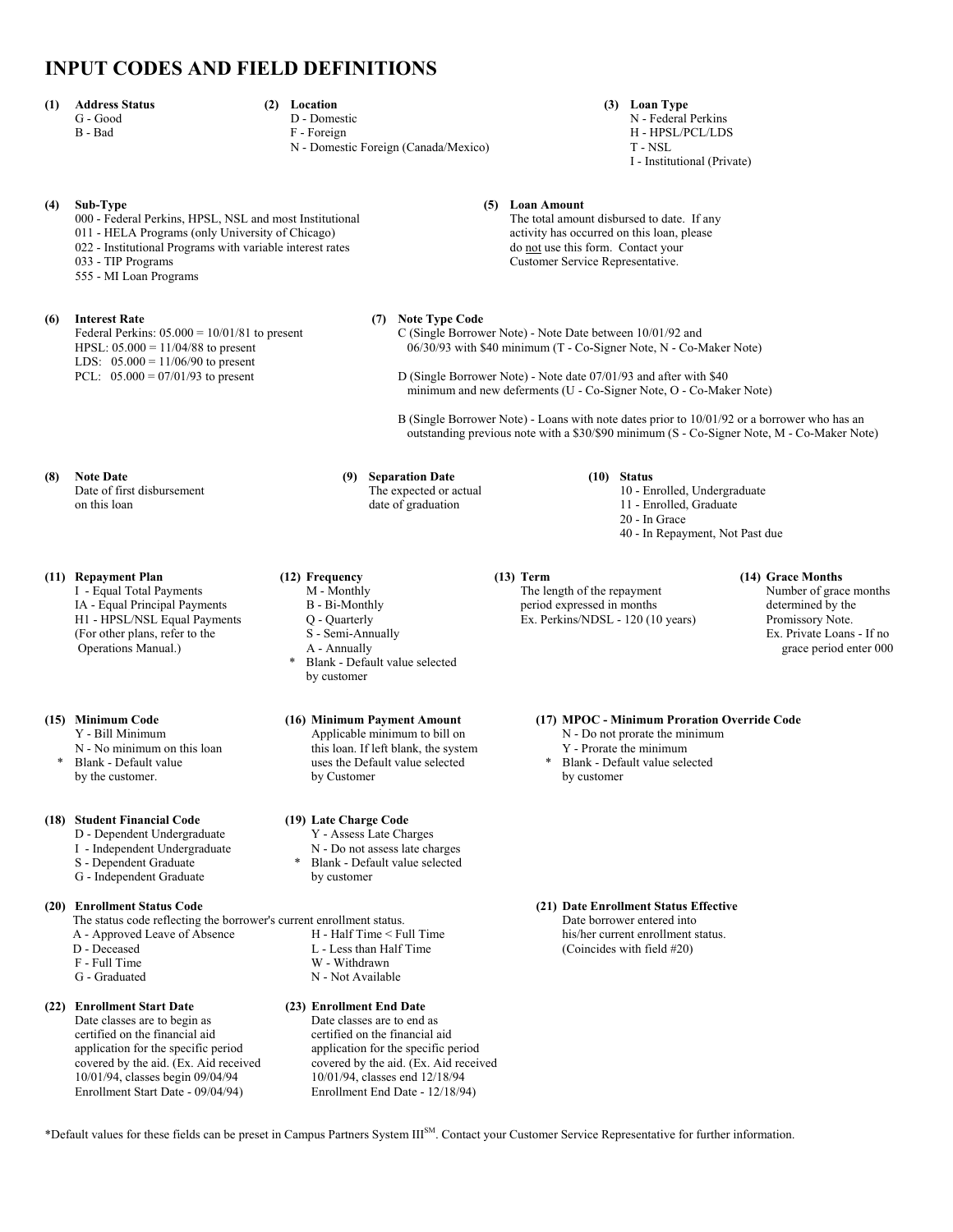# INPUT CODES AND FIELD DEFINITIONS

**(1) Address Status**
G - Good
B - Bad

**(2) Location**
D - Domestic
F - Foreign
N - Domestic Foreign (Canada/Mexico)

**(3) Loan Type**
N - Federal Perkins
H - HPSL/PCL/LDS
T - NSL
I - Institutional (Private)

**(4) Sub-Type**
000 - Federal Perkins, HPSL, NSL and most Institutional
011 - HELA Programs (only University of Chicago)
022 - Institutional Programs with variable interest rates
033 - TIP Programs
555 - MI Loan Programs

**(5) Loan Amount**
The total amount disbursed to date. If any activity has occurred on this loan, please do not use this form. Contact your Customer Service Representative.

**(6) Interest Rate**
Federal Perkins: 05.000 = 10/01/81 to present
HPSL: 05.000 = 11/04/88 to present
LDS: 05.000 = 11/06/90 to present
PCL: 05.000 = 07/01/93 to present

**(7) Note Type Code**
C (Single Borrower Note) - Note Date between 10/01/92 and 06/30/93 with $40 minimum (T - Co-Signer Note, N - Co-Maker Note)

D (Single Borrower Note) - Note date 07/01/93 and after with $40 minimum and new deferments (U - Co-Signer Note, O - Co-Maker Note)

B (Single Borrower Note) - Loans with note dates prior to 10/01/92 or a borrower who has an outstanding previous note with a $30/$90 minimum (S - Co-Signer Note, M - Co-Maker Note)

**(8) Note Date**
Date of first disbursement on this loan

**(9) Separation Date**
The expected or actual date of graduation

**(10) Status**
10 - Enrolled, Undergraduate
11 - Enrolled, Graduate
20 - In Grace
40 - In Repayment, Not Past due

**(11) Repayment Plan**
I - Equal Total Payments
IA - Equal Principal Payments
H1 - HPSL/NSL Equal Payments
(For other plans, refer to the Operations Manual.)

**(12) Frequency**
M - Monthly
B - Bi-Monthly
Q - Quarterly
S - Semi-Annually
A - Annually
\* Blank - Default value selected by customer

**(13) Term**
The length of the repayment period expressed in months
Ex. Perkins/NDSL - 120 (10 years)

**(14) Grace Months**
Number of grace months determined by the Promissory Note.
Ex. Private Loans - If no grace period enter 000

**(15) Minimum Code**
Y - Bill Minimum
N - No minimum on this loan
\* Blank - Default value by the customer.

**(16) Minimum Payment Amount**
Applicable minimum to bill on this loan. If left blank, the system uses the Default value selected by Customer

**(17) MPOC - Minimum Proration Override Code**
N - Do not prorate the minimum
Y - Prorate the minimum
\* Blank - Default value selected by customer

**(18) Student Financial Code**
D - Dependent Undergraduate
I - Independent Undergraduate
S - Dependent Graduate
G - Independent Graduate

**(19) Late Charge Code**
Y - Assess Late Charges
N - Do not assess late charges
\* Blank - Default value selected by customer

**(20) Enrollment Status Code**
The status code reflecting the borrower's current enrollment status.
A - Approved Leave of Absence
D - Deceased
F - Full Time
G - Graduated
H - Half Time < Full Time
L - Less than Half Time
W - Withdrawn
N - Not Available

**(21) Date Enrollment Status Effective**
Date borrower entered into his/her current enrollment status. (Coincides with field #20)

**(22) Enrollment Start Date**
Date classes are to begin as certified on the financial aid application for the specific period covered by the aid. (Ex. Aid received 10/01/94, classes begin 09/04/94 Enrollment Start Date - 09/04/94)

**(23) Enrollment End Date**
Date classes are to end as certified on the financial aid application for the specific period covered by the aid. (Ex. Aid received 10/01/94, classes end 12/18/94 Enrollment End Date - 12/18/94)

\*Default values for these fields can be preset in Campus Partners System III[SM]. Contact your Customer Service Representative for further information.